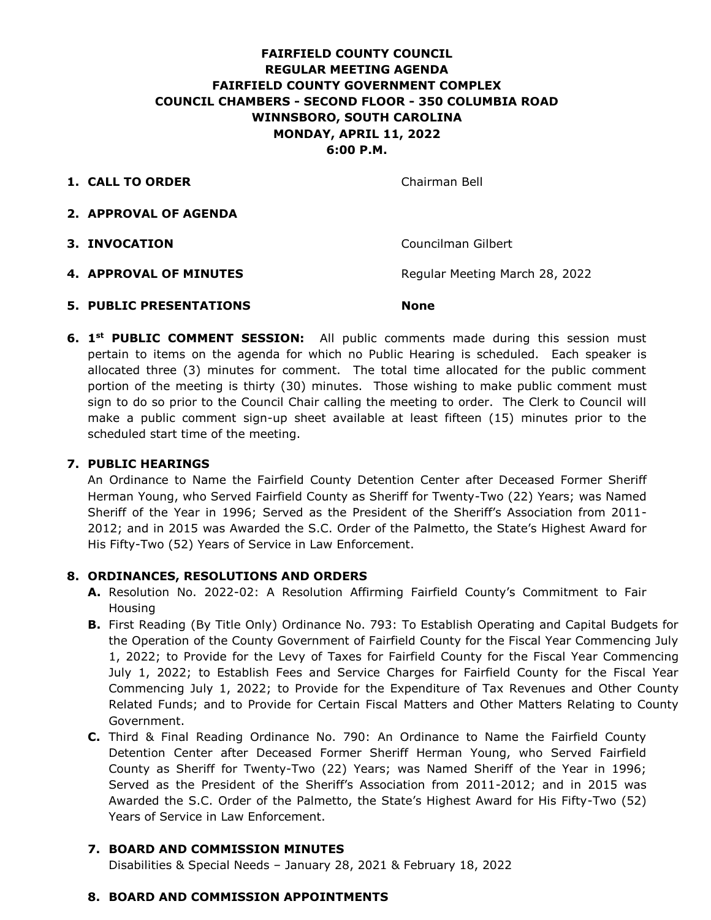**FAIRFIELD COUNTY COUNCIL**
**REGULAR MEETING AGENDA**
**FAIRFIELD COUNTY GOVERNMENT COMPLEX**
**COUNCIL CHAMBERS - SECOND FLOOR - 350 COLUMBIA ROAD**
**WINNSBORO, SOUTH CAROLINA**
**MONDAY, APRIL 11, 2022**
**6:00 P.M.**

1. **CALL TO ORDER** — Chairman Bell

2. **APPROVAL OF AGENDA**

3. **INVOCATION** — Councilman Gilbert

4. **APPROVAL OF MINUTES** — Regular Meeting March 28, 2022

5. **PUBLIC PRESENTATIONS** — **None**

6. **1st PUBLIC COMMENT SESSION:** All public comments made during this session must pertain to items on the agenda for which no Public Hearing is scheduled. Each speaker is allocated three (3) minutes for comment. The total time allocated for the public comment portion of the meeting is thirty (30) minutes. Those wishing to make public comment must sign to do so prior to the Council Chair calling the meeting to order. The Clerk to Council will make a public comment sign-up sheet available at least fifteen (15) minutes prior to the scheduled start time of the meeting.

7. **PUBLIC HEARINGS**
   An Ordinance to Name the Fairfield County Detention Center after Deceased Former Sheriff Herman Young, who Served Fairfield County as Sheriff for Twenty-Two (22) Years; was Named Sheriff of the Year in 1996; Served as the President of the Sheriff's Association from 2011-2012; and in 2015 was Awarded the S.C. Order of the Palmetto, the State's Highest Award for His Fifty-Two (52) Years of Service in Law Enforcement.

8. **ORDINANCES, RESOLUTIONS AND ORDERS**
   - **A.** Resolution No. 2022-02: A Resolution Affirming Fairfield County's Commitment to Fair Housing
   - **B.** First Reading (By Title Only) Ordinance No. 793: To Establish Operating and Capital Budgets for the Operation of the County Government of Fairfield County for the Fiscal Year Commencing July 1, 2022; to Provide for the Levy of Taxes for Fairfield County for the Fiscal Year Commencing July 1, 2022; to Establish Fees and Service Charges for Fairfield County for the Fiscal Year Commencing July 1, 2022; to Provide for the Expenditure of Tax Revenues and Other County Related Funds; and to Provide for Certain Fiscal Matters and Other Matters Relating to County Government.
   - **C.** Third & Final Reading Ordinance No. 790: An Ordinance to Name the Fairfield County Detention Center after Deceased Former Sheriff Herman Young, who Served Fairfield County as Sheriff for Twenty-Two (22) Years; was Named Sheriff of the Year in 1996; Served as the President of the Sheriff's Association from 2011-2012; and in 2015 was Awarded the S.C. Order of the Palmetto, the State's Highest Award for His Fifty-Two (52) Years of Service in Law Enforcement.

7. **BOARD AND COMMISSION MINUTES**
   Disabilities & Special Needs – January 28, 2021 & February 18, 2022

8. **BOARD AND COMMISSION APPOINTMENTS**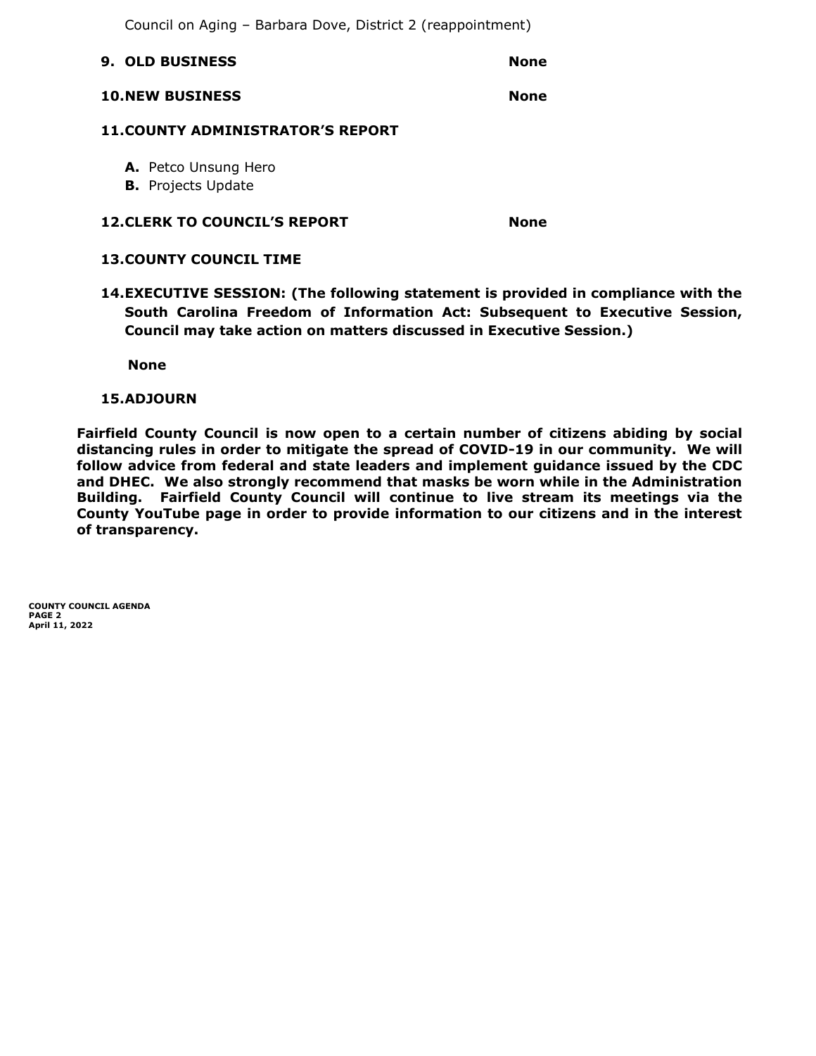Council on Aging – Barbara Dove, District 2 (reappointment)

**9. OLD BUSINESS** **None**

**10. NEW BUSINESS** **None**

**11. COUNTY ADMINISTRATOR'S REPORT**

**A.** Petco Unsung Hero
**B.** Projects Update

**12. CLERK TO COUNCIL'S REPORT** **None**

**13. COUNTY COUNCIL TIME**

**14. EXECUTIVE SESSION: (The following statement is provided in compliance with the South Carolina Freedom of Information Act: Subsequent to Executive Session, Council may take action on matters discussed in Executive Session.)**

**None**

**15. ADJOURN**

**Fairfield County Council is now open to a certain number of citizens abiding by social distancing rules in order to mitigate the spread of COVID-19 in our community. We will follow advice from federal and state leaders and implement guidance issued by the CDC and DHEC. We also strongly recommend that masks be worn while in the Administration Building. Fairfield County Council will continue to live stream its meetings via the County YouTube page in order to provide information to our citizens and in the interest of transparency.**